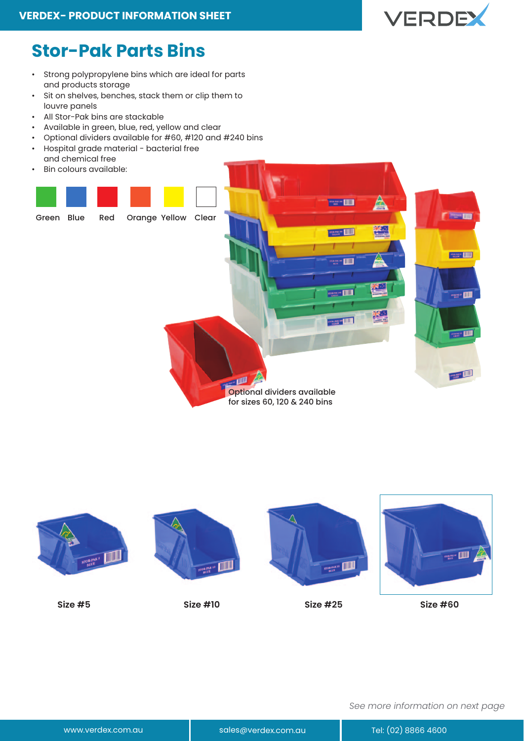## Stor-Pak Parts Bins

- Strong polypropylene bins which are ideal for parts and products storage
- Sit on shelves, benches, stack them or clip them to louvre panels
- All Stor-Pak bins are stackable
- Available in green, blue, red, yellow and clear
- Optional dividers available for #60, #120 and #240 bins
- Hospital grade material - bacterial free and chemical free
- Bin colours available:

Green Blue Red Orange Yellow Clear

Optional dividers available for sizes 60, 120 & 240 bins

Size #5

Size #10

Size #25

Size #60

*See more information on next page*

www.verdex.com.au | sales@verdex.com.au | Tel: (02) 8866 4600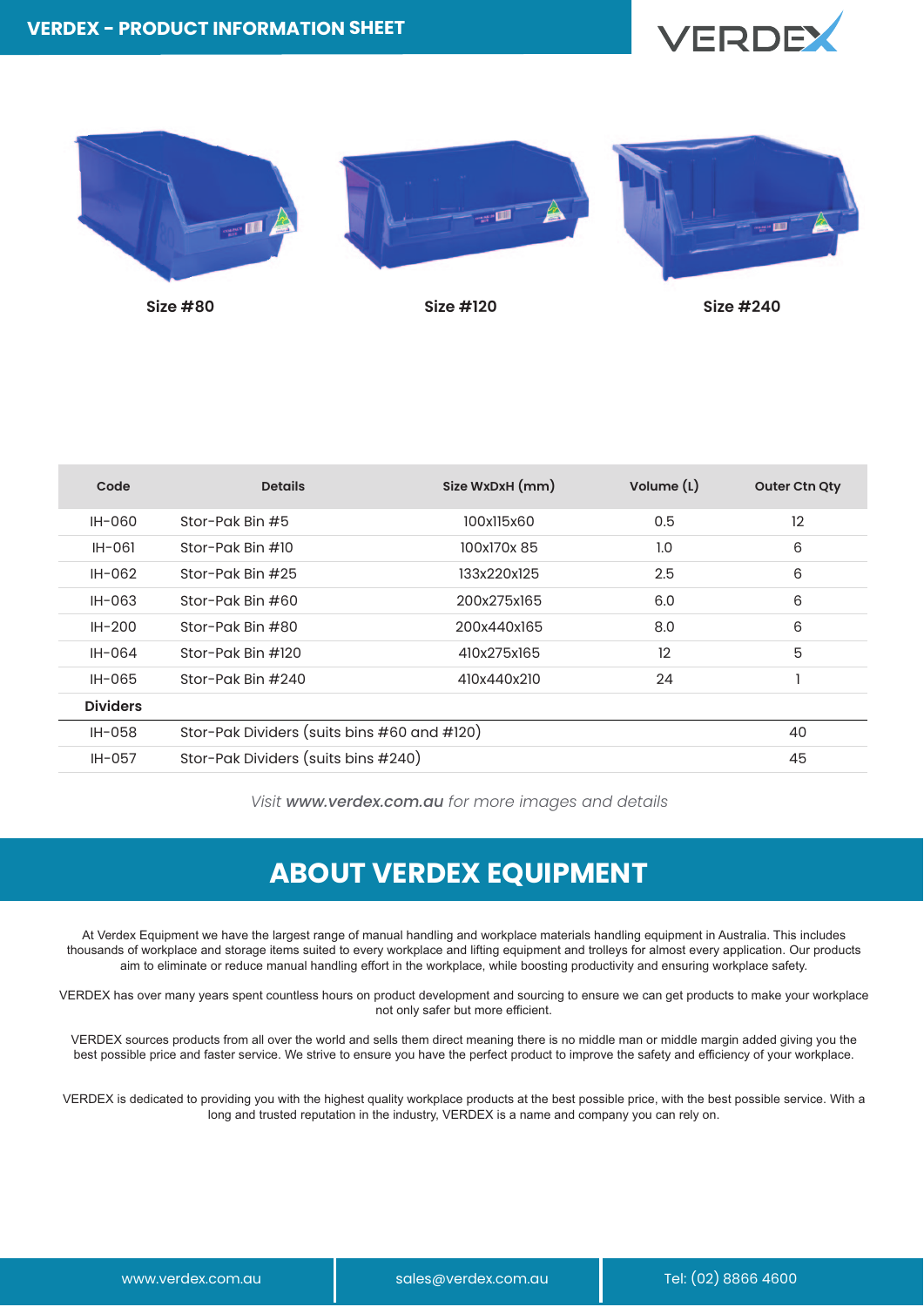# VERDEX - PRODUCT INFORMATION SHEET

Size #80

Size #120

Size #240

| Code | Details | Size WxDxH (mm) | Volume (L) | Outer Ctn Qty |
|---|---|---|---|---|
| IH-060 | Stor-Pak Bin #5 | 100x115x60 | 0.5 | 12 |
| IH-061 | Stor-Pak Bin #10 | 100x170x 85 | 1.0 | 6 |
| IH-062 | Stor-Pak Bin #25 | 133x220x125 | 2.5 | 6 |
| IH-063 | Stor-Pak Bin #60 | 200x275x165 | 6.0 | 6 |
| IH-200 | Stor-Pak Bin #80 | 200x440x165 | 8.0 | 6 |
| IH-064 | Stor-Pak Bin #120 | 410x275x165 | 12 | 5 |
| IH-065 | Stor-Pak Bin #240 | 410x440x210 | 24 | 1 |
| **Dividers** | | | | |
| IH-058 | Stor-Pak Dividers (suits bins #60 and #120) | | | 40 |
| IH-057 | Stor-Pak Dividers (suits bins #240) | | | 45 |

*Visit **www.verdex.com.au** for more images and details*

## ABOUT VERDEX EQUIPMENT

At Verdex Equipment we have the largest range of manual handling and workplace materials handling equipment in Australia. This includes thousands of workplace and storage items suited to every workplace and lifting equipment and trolleys for almost every application. Our products aim to eliminate or reduce manual handling effort in the workplace, while boosting productivity and ensuring workplace safety.

VERDEX has over many years spent countless hours on product development and sourcing to ensure we can get products to make your workplace not only safer but more efficient.

VERDEX sources products from all over the world and sells them direct meaning there is no middle man or middle margin added giving you the best possible price and faster service. We strive to ensure you have the perfect product to improve the safety and efficiency of your workplace.

VERDEX is dedicated to providing you with the highest quality workplace products at the best possible price, with the best possible service. With a long and trusted reputation in the industry, VERDEX is a name and company you can rely on.

www.verdex.com.au | sales@verdex.com.au | Tel: (02) 8866 4600